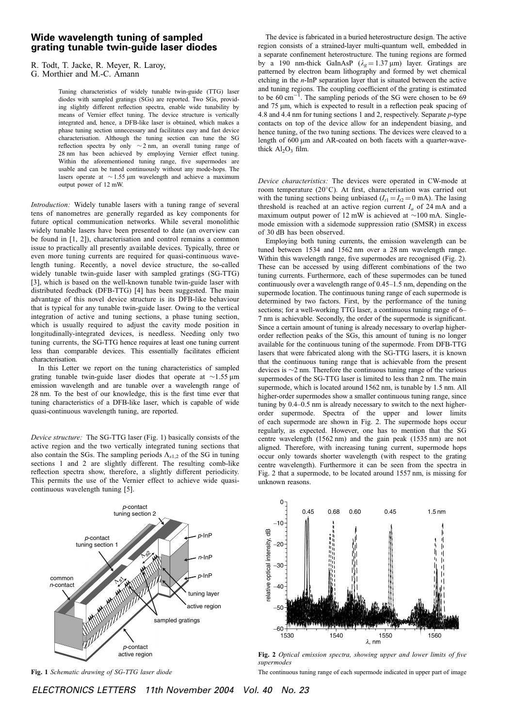# Wide wavelength tuning of sampled grating tunable twin-guide laser diodes

R. Todt, T. Jacke, R. Meyer, R. Laroy, G. Morthier and M.-C. Amann

Tuning characteristics of widely tunable twin-guide (TTG) laser diodes with sampled gratings (SGs) are reported. Two SGs, providing slightly different reflection spectra, enable wide tunability by means of Vernier effect tuning. The device structure is vertically integrated and, hence, a DFB-like laser is obtained, which makes a phase tuning section unnecessary and facilitates easy and fast device characterisation. Although the tuning section can tune the SG reflection spectra by only ~2 nm, an overall tuning range of 28 nm has been achieved by employing Vernier effect tuning. Within the aforementioned tuning range, five supermodes are usable and can be tuned continuously without any mode-hops. The lasers operate at ~1.55 μm wavelength and achieve a maximum output power of 12 mW.

*Introduction:* Widely tunable lasers with a tuning range of several tens of nanometres are generally regarded as key components for future optical communication networks. While several monolithic widely tunable lasers have been presented to date (an overview can be found in [1, 2]), characterisation and control remains a common issue to practically all presently available devices. Typically, three or even more tuning currents are required for quasi-continuous wavelength tuning. Recently, a novel device structure, the so-called widely tunable twin-guide laser with sampled gratings (SG-TTG) [3], which is based on the well-known tunable twin-guide laser with distributed feedback (DFB-TTG) [4] has been suggested. The main advantage of this novel device structure is its DFB-like behaviour that is typical for any tunable twin-guide laser. Owing to the vertical integration of active and tuning sections, a phase tuning section, which is usually required to adjust the cavity mode position in longitudinally-integrated devices, is needless. Needing only two tuning currents, the SG-TTG hence requires at least one tuning current less than comparable devices. This essentially facilitates efficient characterisation.

In this Letter we report on the tuning characteristics of sampled grating tunable twin-guide laser diodes that operate at ~1.55 μm emission wavelength and are tunable over a wavelength range of 28 nm. To the best of our knowledge, this is the first time ever that tuning characteristics of a DFB-like laser, which is capable of wide quasi-continuous wavelength tuning, are reported.

*Device structure:* The SG-TTG laser (Fig. 1) basically consists of the active region and the two vertically integrated tuning sections that also contain the SGs. The sampling periods $\Lambda_{s1,2}$ of the SG in tuning sections 1 and 2 are slightly different. The resulting comb-like reflection spectra show, therefore, a slightly different periodicity. This permits the use of the Vernier effect to achieve wide quasi-continuous wavelength tuning [5].

**Fig. 1** *Schematic drawing of SG-TTG laser diode*

The device is fabricated in a buried heterostructure design. The active region consists of a strained-layer multi-quantum well, embedded in a separate confinement heterostructure. The tuning regions are formed by a 190 nm-thick GaInAsP ($\lambda_g = 1.37$ μm) layer. Gratings are patterned by electron beam lithography and formed by wet chemical etching in the *n*-InP separation layer that is situated between the active and tuning regions. The coupling coefficient of the grating is estimated to be 60 cm$^{-1}$. The sampling periods of the SG were chosen to be 69 and 75 μm, which is expected to result in a reflection peak spacing of 4.8 and 4.4 nm for tuning sections 1 and 2, respectively. Separate *p*-type contacts on top of the device allow for an independent biasing, and hence tuning, of the two tuning sections. The devices were cleaved to a length of 600 μm and AR-coated on both facets with a quarter-wave-thick $Al_2O_3$ film.

*Device characteristics:* The devices were operated in CW-mode at room temperature (20°C). At first, characterisation was carried out with the tuning sections being unbiased ($I_{t1} = I_{t2} = 0$ mA). The lasing threshold is reached at an active region current $I_a$ of 24 mA and a maximum output power of 12 mW is achieved at ~100 mA. Single-mode emission with a sidemode suppression ratio (SMSR) in excess of 30 dB has been observed.

Employing both tuning currents, the emission wavelength can be tuned between 1534 and 1562 nm over a 28 nm wavelength range. Within this wavelength range, five supermodes are recognised (Fig. 2). These can be accessed by using different combinations of the two tuning currents. Furthermore, each of these supermodes can be tuned continuously over a wavelength range of 0.45–1.5 nm, depending on the supermode location. The continuous tuning range of each supermode is determined by two factors. First, by the performance of the tuning sections; for a well-working TTG laser, a continuous tuning range of 6–7 nm is achievable. Secondly, the order of the supermode is significant. Since a certain amount of tuning is already necessary to overlap higher-order reflection peaks of the SGs, this amount of tuning is no longer available for the continuous tuning of the supermode. From DFB-TTG lasers that were fabricated along with the SG-TTG lasers, it is known that the continuous tuning range that is achievable from the present devices is ~2 nm. Therefore the continuous tuning range of the various supermodes of the SG-TTG laser is limited to less than 2 nm. The main supermode, which is located around 1562 nm, is tunable by 1.5 nm. All higher-order supermodes show a smaller continuous tuning range, since tuning by 0.4–0.5 nm is already necessary to switch to the next higher-order supermode. Spectra of the upper and lower limits of each supermode are shown in Fig. 2. The supermode hops occur regularly, as expected. However, one has to mention that the SG centre wavelength (1562 nm) and the gain peak (1535 nm) are not aligned. Therefore, with increasing tuning current, supermode hops occur only towards shorter wavelength (with respect to the grating centre wavelength). Furthermore it can be seen from the spectra in Fig. 2 that a supermode, to be located around 1557 nm, is missing for unknown reasons.

**Fig. 2** *Optical emission spectra, showing upper and lower limits of five supermodes*

The continuous tuning range of each supermode indicated in upper part of image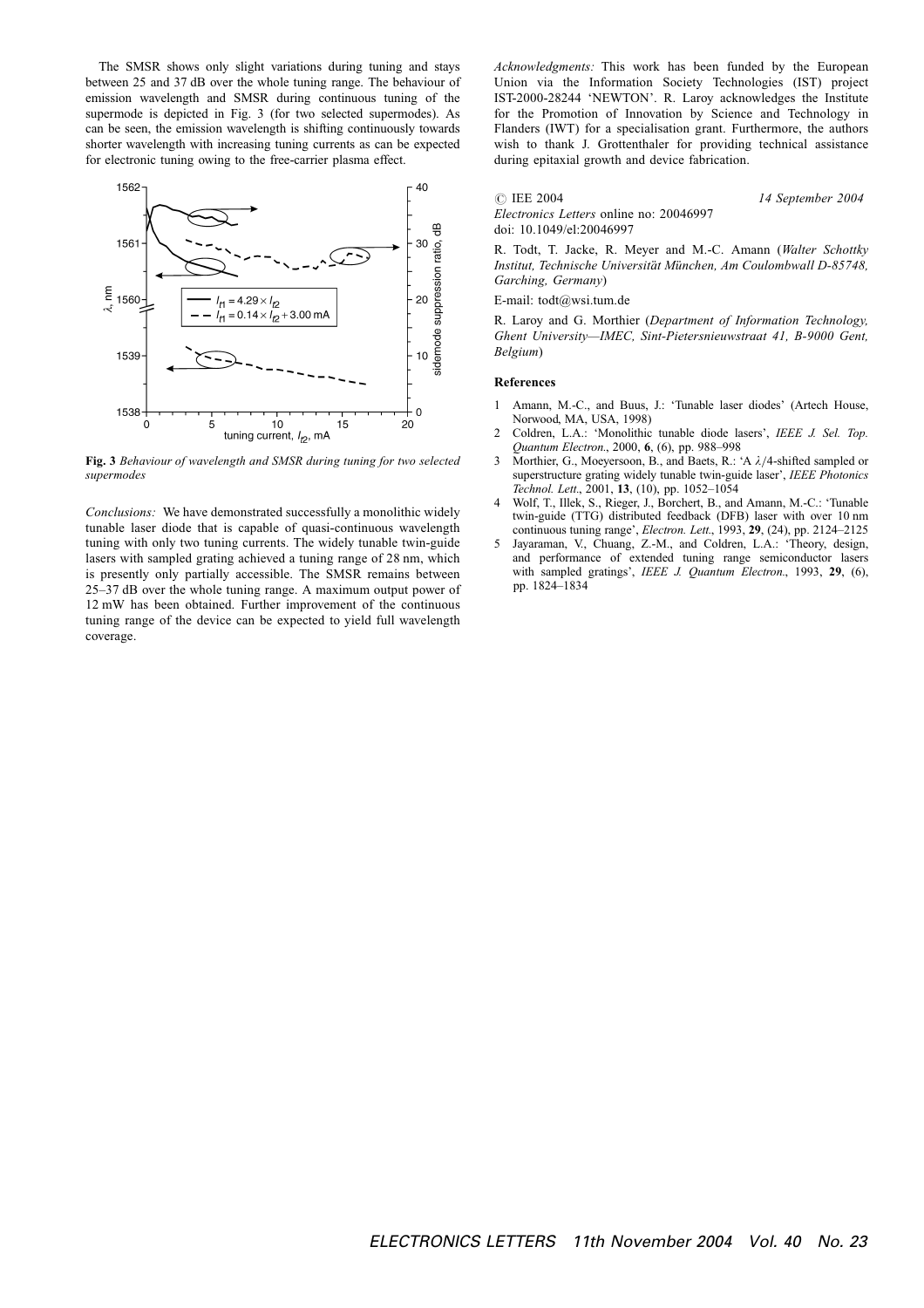The SMSR shows only slight variations during tuning and stays between 25 and 37 dB over the whole tuning range. The behaviour of emission wavelength and SMSR during continuous tuning of the supermode is depicted in Fig. 3 (for two selected supermodes). As can be seen, the emission wavelength is shifting continuously towards shorter wavelength with increasing tuning currents as can be expected for electronic tuning owing to the free-carrier plasma effect.

1562
1561
1560
1539
1538
λ, nm
0
5
10
15
20
tuning current, $I_{f2}$, mA
40
30
20
10
0
sidemode suppression ratio, dB
$I_{f1} = 4.29 \times I_{f2}$
$I_{f1} = 0.14 \times I_{f2} + 3.00$ mA

**Fig. 3** *Behaviour of wavelength and SMSR during tuning for two selected supermodes*

*Conclusions:* We have demonstrated successfully a monolithic widely tunable laser diode that is capable of quasi-continuous wavelength tuning with only two tuning currents. The widely tunable twin-guide lasers with sampled grating achieved a tuning range of 28 nm, which is presently only partially accessible. The SMSR remains between 25–37 dB over the whole tuning range. A maximum output power of 12 mW has been obtained. Further improvement of the continuous tuning range of the device can be expected to yield full wavelength coverage.

*Acknowledgments:* This work has been funded by the European Union via the Information Society Technologies (IST) project IST-2000-28244 'NEWTON'. R. Laroy acknowledges the Institute for the Promotion of Innovation by Science and Technology in Flanders (IWT) for a specialisation grant. Furthermore, the authors wish to thank J. Grottenthaler for providing technical assistance during epitaxial growth and device fabrication.

© IEE 2004 *14 September 2004*

*Electronics Letters* online no: 20046997

doi: 10.1049/el:20046997

R. Todt, T. Jacke, R. Meyer and M.-C. Amann (*Walter Schottky Institut, Technische Universität München, Am Coulombwall D-85748, Garching, Germany*)

E-mail: todt@wsi.tum.de

R. Laroy and G. Morthier (*Department of Information Technology, Ghent University—IMEC, Sint-Pietersnieuwstraat 41, B-9000 Gent, Belgium*)

## References

1. Amann, M.-C., and Buus, J.: 'Tunable laser diodes' (Artech House, Norwood, MA, USA, 1998)
2. Coldren, L.A.: 'Monolithic tunable diode lasers', *IEEE J. Sel. Top. Quantum Electron.*, 2000, **6**, (6), pp. 988–998
3. Morthier, G., Moeyersoon, B., and Baets, R.: 'A $\lambda/4$-shifted sampled or superstructure grating widely tunable twin-guide laser', *IEEE Photonics Technol. Lett.*, 2001, **13**, (10), pp. 1052–1054
4. Wolf, T., Illek, S., Rieger, J., Borchert, B., and Amann, M.-C.: 'Tunable twin-guide (TTG) distributed feedback (DFB) laser with over 10 nm continuous tuning range', *Electron. Lett.*, 1993, **29**, (24), pp. 2124–2125
5. Jayaraman, V., Chuang, Z.-M., and Coldren, L.A.: 'Theory, design, and performance of extended tuning range semiconductor lasers with sampled gratings', *IEEE J. Quantum Electron.*, 1993, **29**, (6), pp. 1824–1834